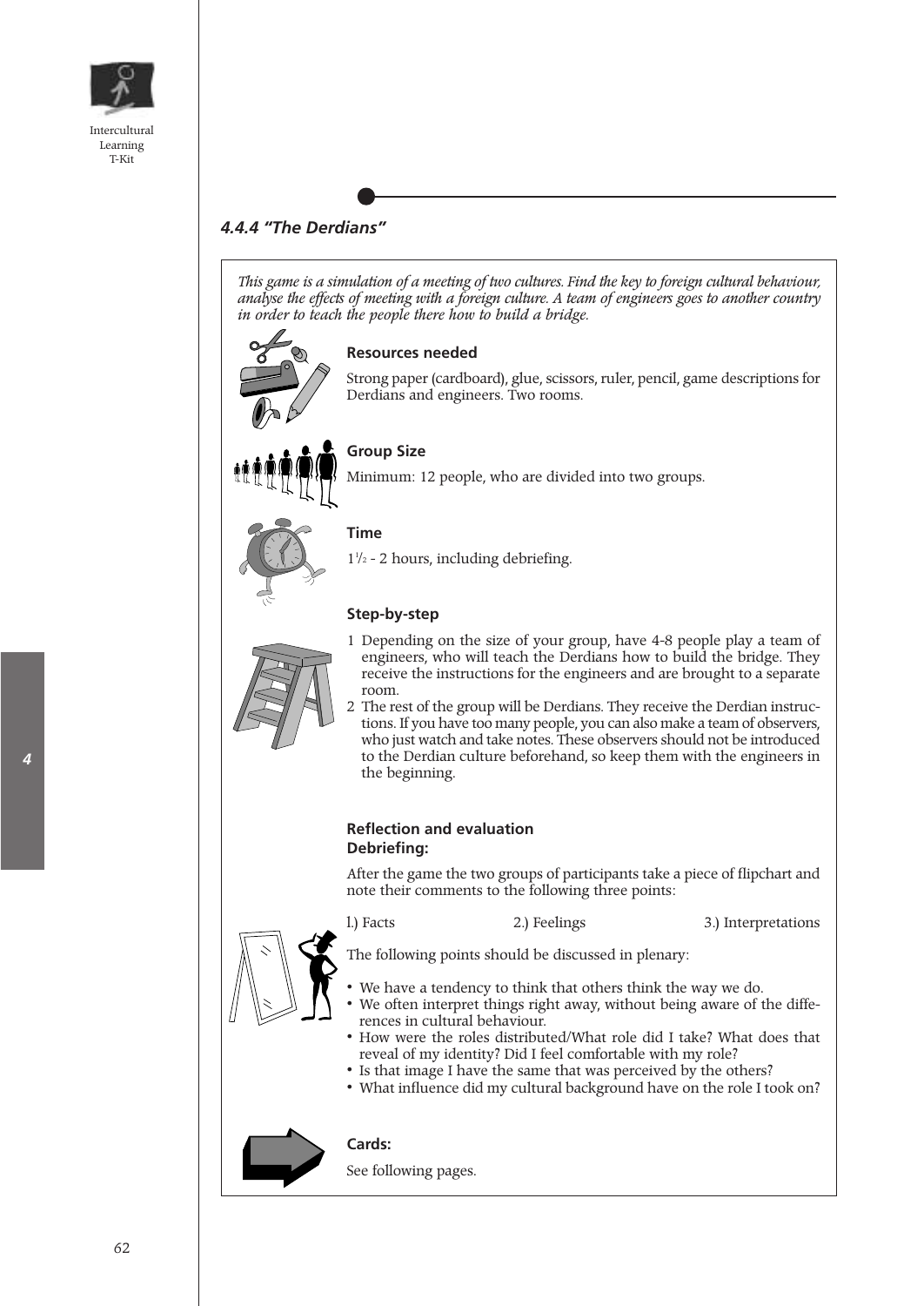### 4.4.4 "The Derdians"

*This game is a simulation of a meeting of two cultures. Find the key to foreign cultural behaviour, analyse the effects of meeting with a foreign culture. A team of engineers goes to another country in order to teach the people there how to build a bridge.*

**Resources needed**

Strong paper (cardboard), glue, scissors, ruler, pencil, game descriptions for Derdians and engineers. Two rooms.

**Group Size**

Minimum: 12 people, who are divided into two groups.

**Time**

1½ - 2 hours, including debriefing.

**Step-by-step**

1. Depending on the size of your group, have 4-8 people play a team of engineers, who will teach the Derdians how to build the bridge. They receive the instructions for the engineers and are brought to a separate room.
2. The rest of the group will be Derdians. They receive the Derdian instructions. If you have too many people, you can also make a team of observers, who just watch and take notes. These observers should not be introduced to the Derdian culture beforehand, so keep them with the engineers in the beginning.

**Reflection and evaluation**
**Debriefing:**

After the game the two groups of participants take a piece of flipchart and note their comments to the following three points:

1.) Facts 2.) Feelings 3.) Interpretations

The following points should be discussed in plenary:

- We have a tendency to think that others think the way we do.
- We often interpret things right away, without being aware of the differences in cultural behaviour.
- How were the roles distributed/What role did I take? What does that reveal of my identity? Did I feel comfortable with my role?
- Is that image I have the same that was perceived by the others?
- What influence did my cultural background have on the role I took on?

**Cards:**

See following pages.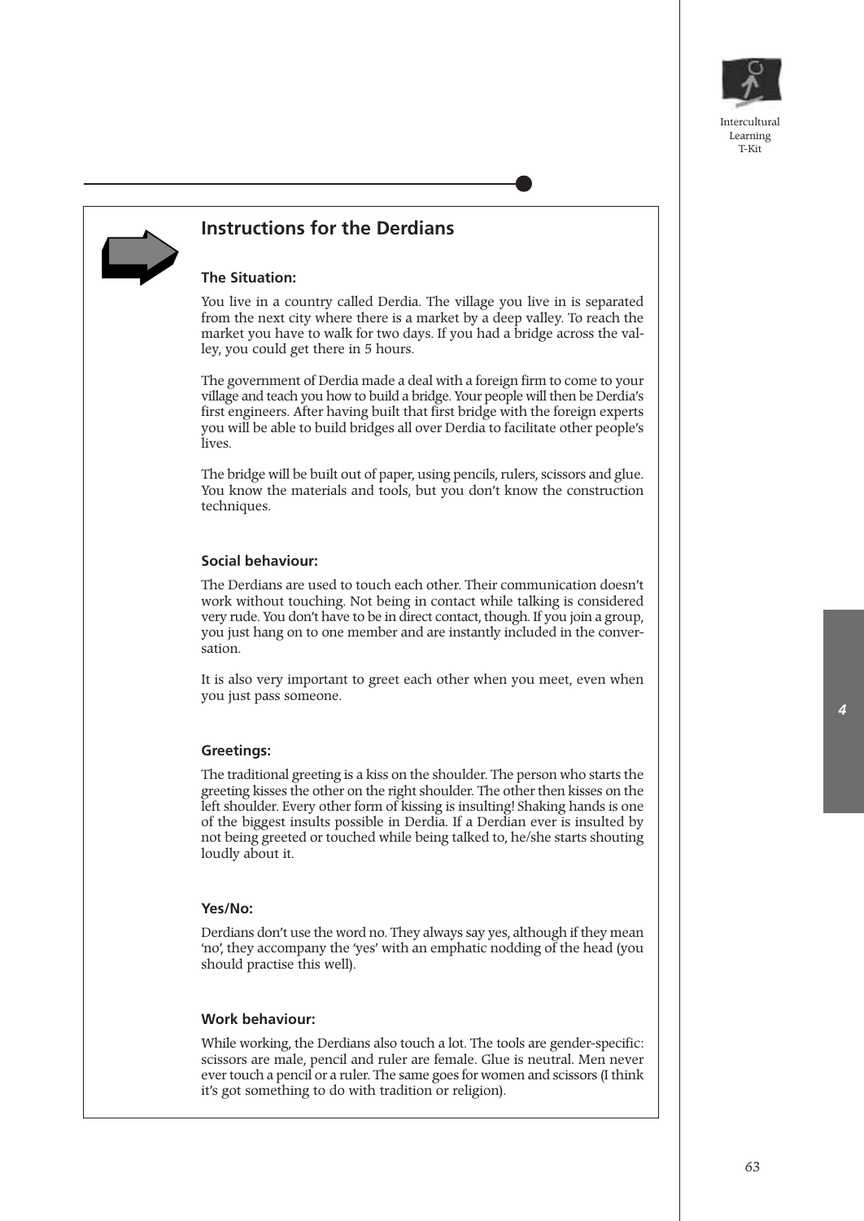## Instructions for the Derdians

### The Situation:

You live in a country called Derdia. The village you live in is separated from the next city where there is a market by a deep valley. To reach the market you have to walk for two days. If you had a bridge across the valley, you could get there in 5 hours.

The government of Derdia made a deal with a foreign firm to come to your village and teach you how to build a bridge. Your people will then be Derdia's first engineers. After having built that first bridge with the foreign experts you will be able to build bridges all over Derdia to facilitate other people's lives.

The bridge will be built out of paper, using pencils, rulers, scissors and glue. You know the materials and tools, but you don't know the construction techniques.

### Social behaviour:

The Derdians are used to touch each other. Their communication doesn't work without touching. Not being in contact while talking is considered very rude. You don't have to be in direct contact, though. If you join a group, you just hang on to one member and are instantly included in the conversation.

It is also very important to greet each other when you meet, even when you just pass someone.

### Greetings:

The traditional greeting is a kiss on the shoulder. The person who starts the greeting kisses the other on the right shoulder. The other then kisses on the left shoulder. Every other form of kissing is insulting! Shaking hands is one of the biggest insults possible in Derdia. If a Derdian ever is insulted by not being greeted or touched while being talked to, he/she starts shouting loudly about it.

### Yes/No:

Derdians don't use the word no. They always say yes, although if they mean 'no', they accompany the 'yes' with an emphatic nodding of the head (you should practise this well).

### Work behaviour:

While working, the Derdians also touch a lot. The tools are gender-specific: scissors are male, pencil and ruler are female. Glue is neutral. Men never ever touch a pencil or a ruler. The same goes for women and scissors (I think it's got something to do with tradition or religion).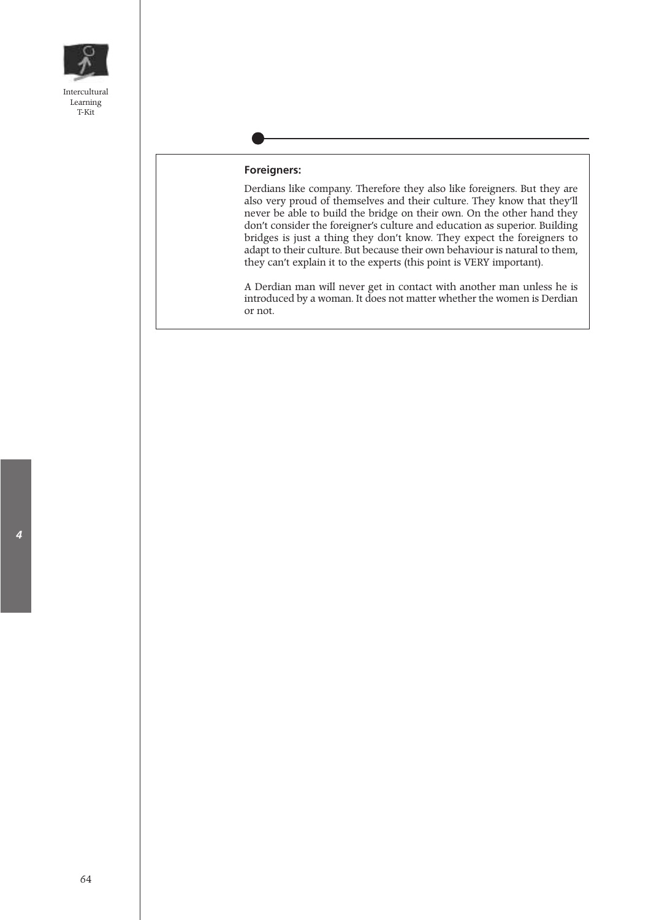**Foreigners:**

Derdians like company. Therefore they also like foreigners. But they are also very proud of themselves and their culture. They know that they'll never be able to build the bridge on their own. On the other hand they don't consider the foreigner's culture and education as superior. Building bridges is just a thing they don't know. They expect the foreigners to adapt to their culture. But because their own behaviour is natural to them, they can't explain it to the experts (this point is VERY important).

A Derdian man will never get in contact with another man unless he is introduced by a woman. It does not matter whether the women is Derdian or not.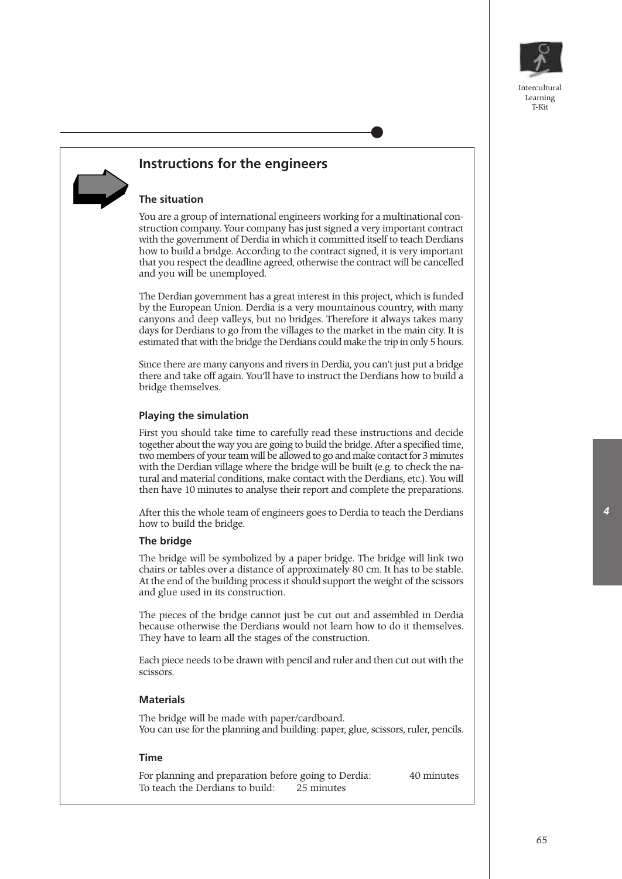## Instructions for the engineers

### The situation

You are a group of international engineers working for a multinational construction company. Your company has just signed a very important contract with the government of Derdia in which it committed itself to teach Derdians how to build a bridge. According to the contract signed, it is very important that you respect the deadline agreed, otherwise the contract will be cancelled and you will be unemployed.

The Derdian government has a great interest in this project, which is funded by the European Union. Derdia is a very mountainous country, with many canyons and deep valleys, but no bridges. Therefore it always takes many days for Derdians to go from the villages to the market in the main city. It is estimated that with the bridge the Derdians could make the trip in only 5 hours.

Since there are many canyons and rivers in Derdia, you can't just put a bridge there and take off again. You'll have to instruct the Derdians how to build a bridge themselves.

### Playing the simulation

First you should take time to carefully read these instructions and decide together about the way you are going to build the bridge. After a specified time, two members of your team will be allowed to go and make contact for 3 minutes with the Derdian village where the bridge will be built (e.g. to check the natural and material conditions, make contact with the Derdians, etc.). You will then have 10 minutes to analyse their report and complete the preparations.

After this the whole team of engineers goes to Derdia to teach the Derdians how to build the bridge.

### The bridge

The bridge will be symbolized by a paper bridge. The bridge will link two chairs or tables over a distance of approximately 80 cm. It has to be stable. At the end of the building process it should support the weight of the scissors and glue used in its construction.

The pieces of the bridge cannot just be cut out and assembled in Derdia because otherwise the Derdians would not learn how to do it themselves. They have to learn all the stages of the construction.

Each piece needs to be drawn with pencil and ruler and then cut out with the scissors.

### Materials

The bridge will be made with paper/cardboard.
You can use for the planning and building: paper, glue, scissors, ruler, pencils.

### Time

For planning and preparation before going to Derdia: 40 minutes
To teach the Derdians to build: 25 minutes